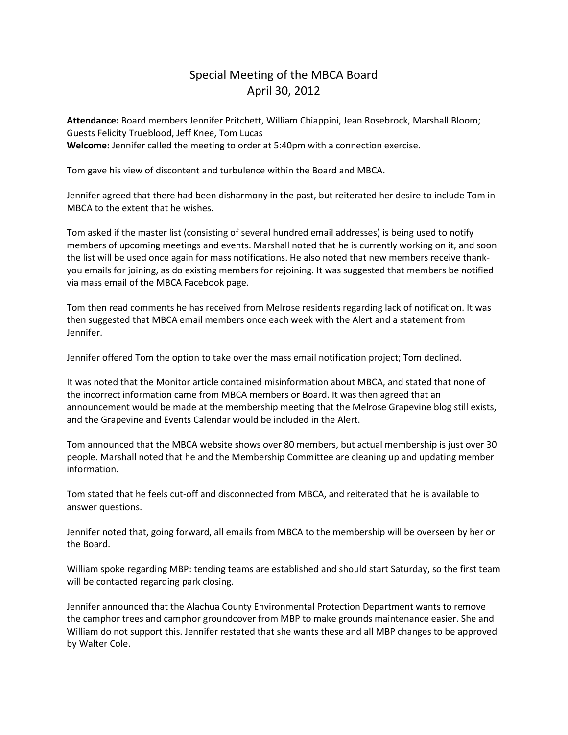# Special Meeting of the MBCA Board
# April 30, 2012

**Attendance:** Board members Jennifer Pritchett, William Chiappini, Jean Rosebrock, Marshall Bloom; Guests Felicity Trueblood, Jeff Knee, Tom Lucas
**Welcome:** Jennifer called the meeting to order at 5:40pm with a connection exercise.

Tom gave his view of discontent and turbulence within the Board and MBCA.

Jennifer agreed that there had been disharmony in the past, but reiterated her desire to include Tom in MBCA to the extent that he wishes.

Tom asked if the master list (consisting of several hundred email addresses) is being used to notify members of upcoming meetings and events. Marshall noted that he is currently working on it, and soon the list will be used once again for mass notifications. He also noted that new members receive thank-you emails for joining, as do existing members for rejoining. It was suggested that members be notified via mass email of the MBCA Facebook page.

Tom then read comments he has received from Melrose residents regarding lack of notification. It was then suggested that MBCA email members once each week with the Alert and a statement from Jennifer.

Jennifer offered Tom the option to take over the mass email notification project; Tom declined.

It was noted that the Monitor article contained misinformation about MBCA, and stated that none of the incorrect information came from MBCA members or Board. It was then agreed that an announcement would be made at the membership meeting that the Melrose Grapevine blog still exists, and the Grapevine and Events Calendar would be included in the Alert.

Tom announced that the MBCA website shows over 80 members, but actual membership is just over 30 people. Marshall noted that he and the Membership Committee are cleaning up and updating member information.

Tom stated that he feels cut-off and disconnected from MBCA, and reiterated that he is available to answer questions.

Jennifer noted that, going forward, all emails from MBCA to the membership will be overseen by her or the Board.

William spoke regarding MBP: tending teams are established and should start Saturday, so the first team will be contacted regarding park closing.

Jennifer announced that the Alachua County Environmental Protection Department wants to remove the camphor trees and camphor groundcover from MBP to make grounds maintenance easier. She and William do not support this. Jennifer restated that she wants these and all MBP changes to be approved by Walter Cole.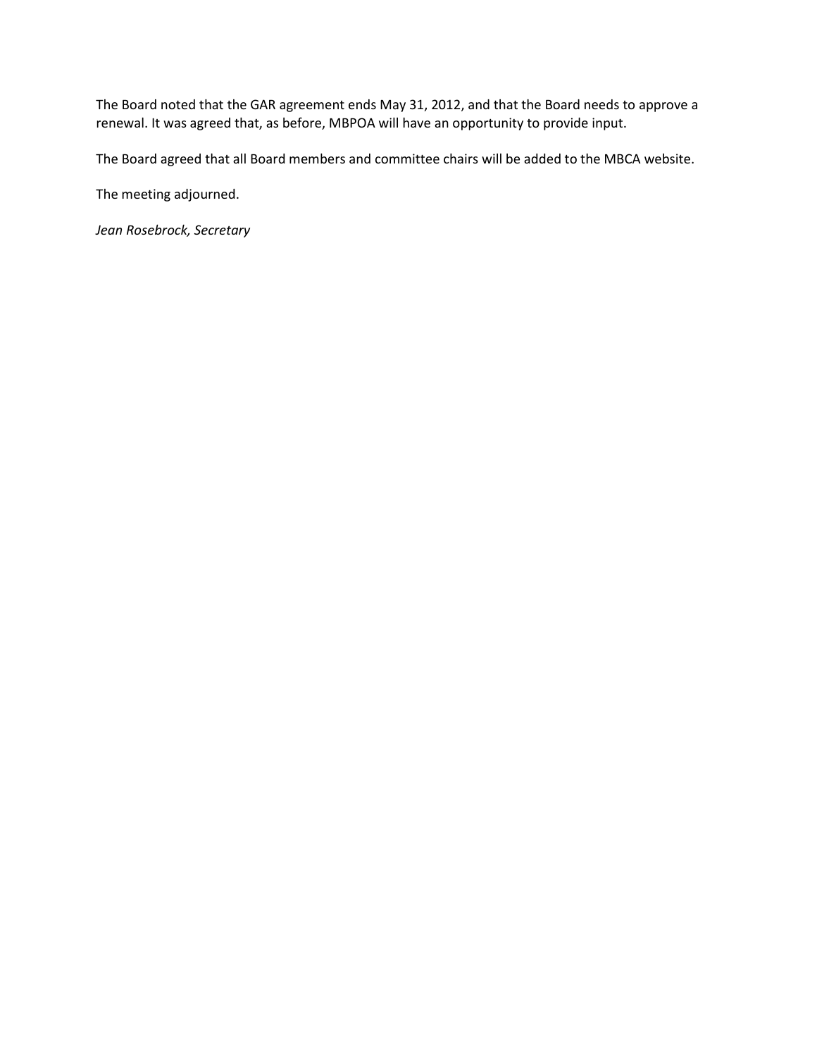The Board noted that the GAR agreement ends May 31, 2012, and that the Board needs to approve a renewal. It was agreed that, as before, MBPOA will have an opportunity to provide input.

The Board agreed that all Board members and committee chairs will be added to the MBCA website.

The meeting adjourned.

*Jean Rosebrock, Secretary*